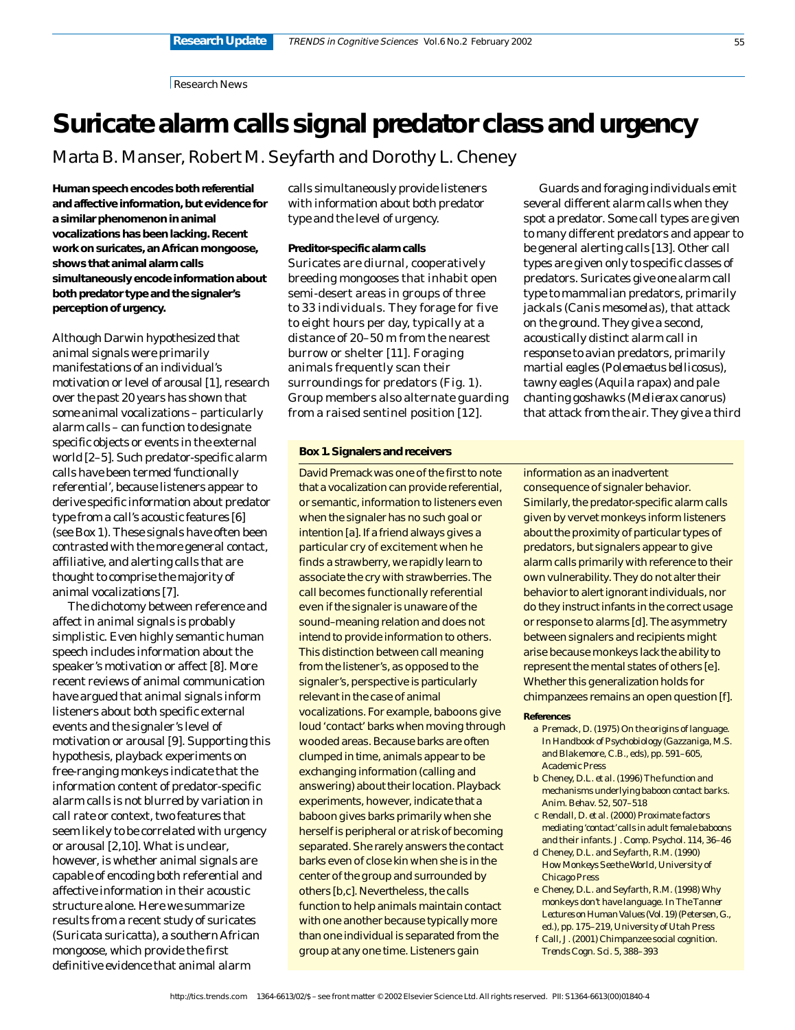Research News

# Suricate alarm calls signal predator class and urgency

Marta B. Manser, Robert M. Seyfarth and Dorothy L. Cheney

**Human speech encodes both referential and affective information, but evidence for a similar phenomenon in animal vocalizations has been lacking. Recent work on suricates, an African mongoose, shows that animal alarm calls simultaneously encode information about both predator type and the signaler's perception of urgency.**

Although Darwin hypothesized that animal signals were primarily manifestations of an individual's motivation or level of arousal [1], research over the past 20 years has shown that some animal vocalizations – particularly alarm calls – can function to designate specific objects or events in the external world [2–5]. Such predator-specific alarm calls have been termed 'functionally referential', because listeners appear to derive specific information about predator type from a call's acoustic features [6] (see Box 1). These signals have often been contrasted with the more general contact, affiliative, and alerting calls that are thought to comprise the majority of animal vocalizations [7].

The dichotomy between reference and affect in animal signals is probably simplistic. Even highly semantic human speech includes information about the speaker's motivation or affect [8]. More recent reviews of animal communication have argued that animal signals inform listeners about both specific external events and the signaler's level of motivation or arousal [9]. Supporting this hypothesis, playback experiments on free-ranging monkeys indicate that the information content of predator-specific alarm calls is not blurred by variation in call rate or context, two features that seem likely to be correlated with urgency or arousal [2,10]. What is unclear, however, is whether animal signals are capable of encoding both referential and affective information in their acoustic structure alone. Here we summarize results from a recent study of suricates (*Suricata suricatta*), a southern African mongoose, which provide the first definitive evidence that animal alarm calls simultaneously provide listeners with information about both predator type and the level of urgency.

### Preditor-specific alarm calls

Suricates are diurnal, cooperatively breeding mongooses that inhabit open semi-desert areas in groups of three to 33 individuals. They forage for five to eight hours per day, typically at a distance of 20–50 m from the nearest burrow or shelter [11]. Foraging animals frequently scan their surroundings for predators (Fig. 1). Group members also alternate guarding from a raised sentinel position [12].

Guards and foraging individuals emit several different alarm calls when they spot a predator. Some call types are given to many different predators and appear to be general alerting calls [13]. Other call types are given only to specific classes of predators. Suricates give one alarm call type to mammalian predators, primarily jackals (*Canis mesomelas*), that attack on the ground. They give a second, acoustically distinct alarm call in response to avian predators, primarily martial eagles (*Polemaetus bellicosus*), tawny eagles (*Aquila rapax*) and pale chanting goshawks (*Melierax canorus*) that attack from the air. They give a third

> **Box 1. Signalers and receivers**
>
> David Premack was one of the first to note that a vocalization can provide referential, or semantic, information to listeners even when the signaler has no such goal or intention [a]. If a friend always gives a particular cry of excitement when he finds a strawberry, we rapidly learn to associate the cry with strawberries. The call becomes functionally referential even if the signaler is unaware of the sound–meaning relation and does not intend to provide information to others. This distinction between call meaning from the listener's, as opposed to the signaler's, perspective is particularly relevant in the case of animal vocalizations. For example, baboons give loud 'contact' barks when moving through wooded areas. Because barks are often clumped in time, animals appear to be exchanging information (calling and answering) about their location. Playback experiments, however, indicate that a baboon gives barks primarily when she herself is peripheral or at risk of becoming separated. She rarely answers the contact barks even of close kin when she is in the center of the group and surrounded by others [b,c]. Nevertheless, the calls function to help animals maintain contact with one another because typically more than one individual is separated from the group at any one time. Listeners gain information as an inadvertent consequence of signaler behavior. Similarly, the predator-specific alarm calls given by vervet monkeys inform listeners about the proximity of particular types of predators, but signalers appear to give alarm calls primarily with reference to their own vulnerability. They do not alter their behavior to alert ignorant individuals, nor do they instruct infants in the correct usage or response to alarms [d]. The asymmetry between signalers and recipients might arise because monkeys lack the ability to represent the mental states of others [e]. Whether this generalization holds for chimpanzees remains an open question [f].
>
> **References**
>
> a Premack, D. (1975) On the origins of language. In *Handbook of Psychobiology* (Gazzaniga, M.S. and Blakemore, C.B., eds), pp. 591–605, Academic Press
>
> b Cheney, D.L. *et al.* (1996) The function and mechanisms underlying baboon contact barks. *Anim. Behav.* 52, 507–518
>
> c Rendall, D. *et al.* (2000) Proximate factors mediating 'contact' calls in adult female baboons and their infants. *J. Comp. Psychol.* 114, 36–46
>
> d Cheney, D.L. and Seyfarth, R.M. (1990) *How Monkeys See the World*, University of Chicago Press
>
> e Cheney, D.L. and Seyfarth, R.M. (1998) Why monkeys don't have language. In *The Tanner Lectures on Human Values* (Vol. 19) (Petersen, G., ed.), pp. 175–219, University of Utah Press
>
> f Call, J. (2001) Chimpanzee social cognition. *Trends Cogn. Sci.* 5, 388–393

http://tics.trends.com 1364-6613/02/$ – see front matter © 2002 Elsevier Science Ltd. All rights reserved. PII: S1364-6613(00)01840-4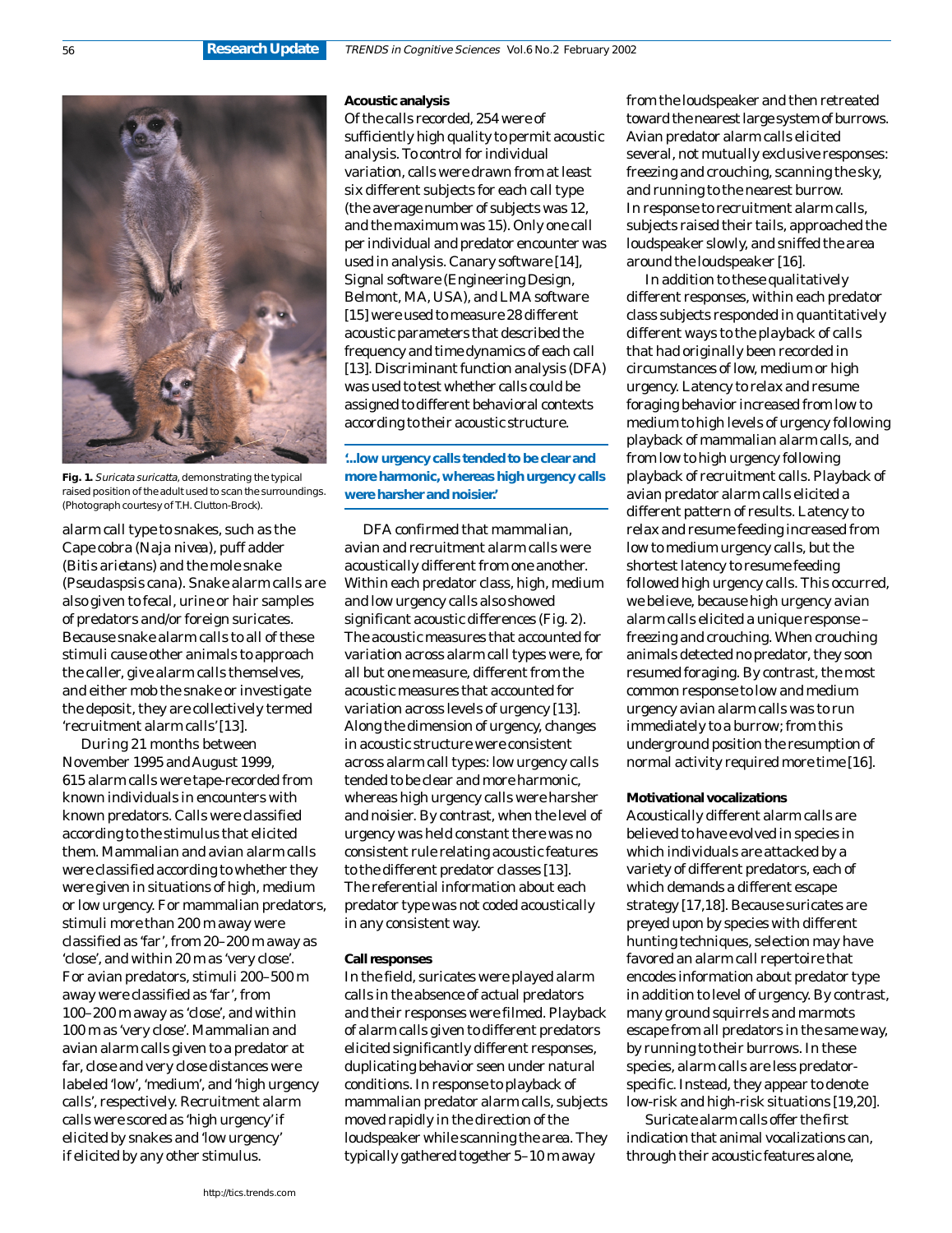Fig. 1. *Suricata suricatta*, demonstrating the typical raised position of the adult used to scan the surroundings. (Photograph courtesy of T.H. Clutton-Brock).

alarm call type to snakes, such as the Cape cobra (*Naja nivea*), puff adder (*Bitis arietans*) and the mole snake (*Pseudaspsis cana*). Snake alarm calls are also given to fecal, urine or hair samples of predators and/or foreign suricates. Because snake alarm calls to all of these stimuli cause other animals to approach the caller, give alarm calls themselves, and either mob the snake or investigate the deposit, they are collectively termed 'recruitment alarm calls' [13].

During 21 months between November 1995 and August 1999, 615 alarm calls were tape-recorded from known individuals in encounters with known predators. Calls were classified according to the stimulus that elicited them. Mammalian and avian alarm calls were classified according to whether they were given in situations of high, medium or low urgency. For mammalian predators, stimuli more than 200 m away were classified as 'far', from 20–200 m away as 'close', and within 20 m as 'very close'. For avian predators, stimuli 200–500 m away were classified as 'far', from 100–200 m away as 'close', and within 100 m as 'very close'. Mammalian and avian alarm calls given to a predator at far, close and very close distances were labeled 'low', 'medium', and 'high urgency calls', respectively. Recruitment alarm calls were scored as 'high urgency' if elicited by snakes and 'low urgency' if elicited by any other stimulus.

### Acoustic analysis

Of the calls recorded, 254 were of sufficiently high quality to permit acoustic analysis. To control for individual variation, calls were drawn from at least six different subjects for each call type (the average number of subjects was 12, and the maximum was 15). Only one call per individual and predator encounter was used in analysis. Canary software [14], Signal software (Engineering Design, Belmont, MA, USA), and LMA software [15] were used to measure 28 different acoustic parameters that described the frequency and time dynamics of each call [13]. Discriminant function analysis (DFA) was used to test whether calls could be assigned to different behavioral contexts according to their acoustic structure.

**'...low urgency calls tended to be clear and more harmonic, whereas high urgency calls were harsher and noisier.'**

DFA confirmed that mammalian, avian and recruitment alarm calls were acoustically different from one another. Within each predator class, high, medium and low urgency calls also showed significant acoustic differences (Fig. 2). The acoustic measures that accounted for variation across alarm call types were, for all but one measure, different from the acoustic measures that accounted for variation across levels of urgency [13]. Along the dimension of urgency, changes in acoustic structure were consistent across alarm call types: low urgency calls tended to be clear and more harmonic, whereas high urgency calls were harsher and noisier. By contrast, when the level of urgency was held constant there was no consistent rule relating acoustic features to the different predator classes [13]. The referential information about each predator type was not coded acoustically in any consistent way.

### Call responses

In the field, suricates were played alarm calls in the absence of actual predators and their responses were filmed. Playback of alarm calls given to different predators elicited significantly different responses, duplicating behavior seen under natural conditions. In response to playback of mammalian predator alarm calls, subjects moved rapidly in the direction of the loudspeaker while scanning the area. They typically gathered together 5–10 m away from the loudspeaker and then retreated toward the nearest large system of burrows. Avian predator alarm calls elicited several, not mutually exclusive responses: freezing and crouching, scanning the sky, and running to the nearest burrow. In response to recruitment alarm calls, subjects raised their tails, approached the loudspeaker slowly, and sniffed the area around the loudspeaker [16].

In addition to these qualitatively different responses, within each predator class subjects responded in quantitatively different ways to the playback of calls that had originally been recorded in circumstances of low, medium or high urgency. Latency to relax and resume foraging behavior increased from low to medium to high levels of urgency following playback of mammalian alarm calls, and from low to high urgency following playback of recruitment calls. Playback of avian predator alarm calls elicited a different pattern of results. Latency to relax and resume feeding increased from low to medium urgency calls, but the shortest latency to resume feeding followed high urgency calls. This occurred, we believe, because high urgency avian alarm calls elicited a unique response – freezing and crouching. When crouching animals detected no predator, they soon resumed foraging. By contrast, the most common response to low and medium urgency avian alarm calls was to run immediately to a burrow; from this underground position the resumption of normal activity required more time [16].

### Motivational vocalizations

Acoustically different alarm calls are believed to have evolved in species in which individuals are attacked by a variety of different predators, each of which demands a different escape strategy [17,18]. Because suricates are preyed upon by species with different hunting techniques, selection may have favored an alarm call repertoire that encodes information about predator type in addition to level of urgency. By contrast, many ground squirrels and marmots escape from all predators in the same way, by running to their burrows. In these species, alarm calls are less predator-specific. Instead, they appear to denote low-risk and high-risk situations [19,20].

Suricate alarm calls offer the first indication that animal vocalizations can, through their acoustic features alone,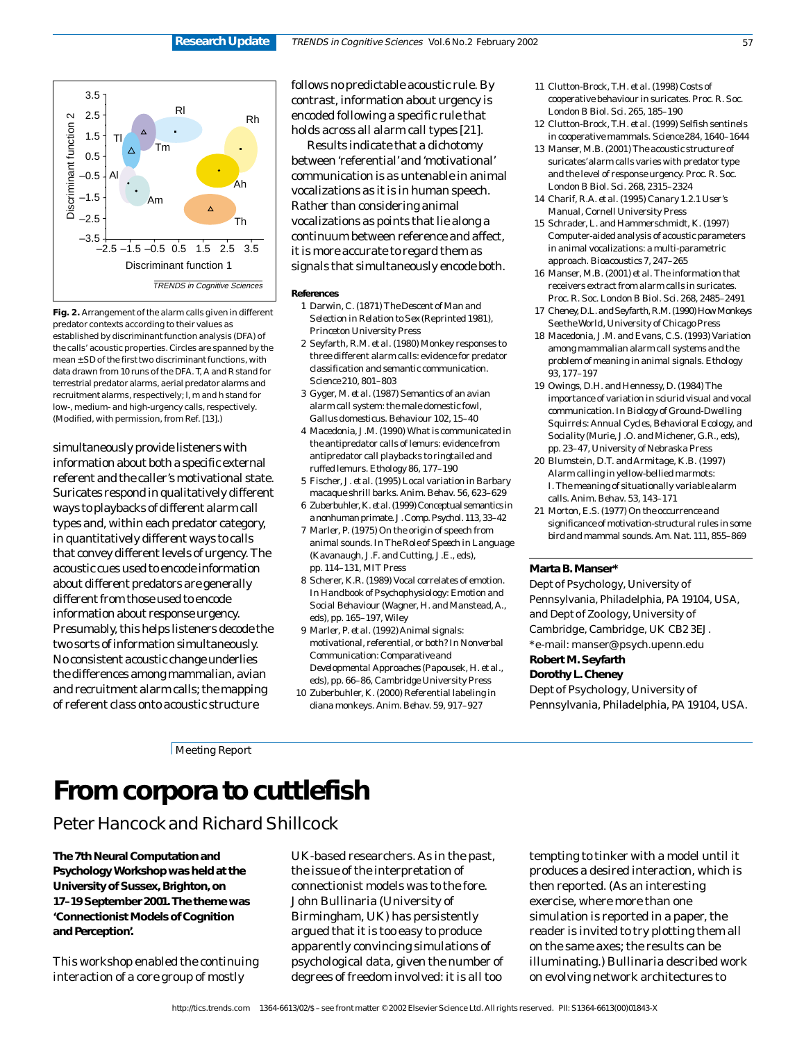3.5
2.5
1.5
0.5
–0.5
–1.5
–2.5
–3.5
–2.5 –1.5 –0.5 0.5 1.5 2.5 3.5
Discriminant function 1
Discriminant function 2
Tl
Tm
Rl
Rh
Al
Am
Ah
Th
TRENDS in Cognitive Sciences

**Fig. 2.** Arrangement of the alarm calls given in different predator contexts according to their values as established by discriminant function analysis (DFA) of the calls' acoustic properties. Circles are spanned by the mean ±SD of the first two discriminant functions, with data drawn from 10 runs of the DFA. T, A and R stand for terrestrial predator alarms, aerial predator alarms and recruitment alarms, respectively; l, m and h stand for low-, medium- and high-urgency calls, respectively. (Modified, with permission, from Ref. [13].)

simultaneously provide listeners with information about both a specific external referent and the caller's motivational state. Suricates respond in qualitatively different ways to playbacks of different alarm call types and, within each predator category, in quantitatively different ways to calls that convey different levels of urgency. The acoustic cues used to encode information about different predators are generally different from those used to encode information about response urgency. Presumably, this helps listeners decode the two sorts of information simultaneously. No consistent acoustic change underlies the differences among mammalian, avian and recruitment alarm calls; the mapping of referent class onto acoustic structure follows no predictable acoustic rule. By contrast, information about urgency is encoded following a specific rule that holds across all alarm call types [21].

Results indicate that a dichotomy between 'referential' and 'motivational' communication is as untenable in animal vocalizations as it is in human speech. Rather than considering animal vocalizations as points that lie along a continuum between reference and affect, it is more accurate to regard them as signals that simultaneously encode both.

**References**

1 Darwin, C. (1871) *The Descent of Man and Selection in Relation to Sex* (Reprinted 1981), Princeton University Press
2 Seyfarth, R.M. *et al.* (1980) Monkey responses to three different alarm calls: evidence for predator classification and semantic communication. *Science* 210, 801–803
3 Gyger, M. *et al.* (1987) Semantics of an avian alarm call system: the male domestic fowl, *Gallus domesticus*. *Behaviour* 102, 15–40
4 Macedonia, J.M. (1990) What is communicated in the antipredator calls of lemurs: evidence from antipredator call playbacks to ringtailed and ruffed lemurs. *Ethology* 86, 177–190
5 Fischer, J. *et al.* (1995) Local variation in Barbary macaque shrill barks. *Anim. Behav.* 56, 623–629
6 Zuberbuhler, K. *et al.* (1999) Conceptual semantics in a nonhuman primate. *J. Comp. Psychol.* 113, 33–42
7 Marler, P. (1975) On the origin of speech from animal sounds. In *The Role of Speech in Language* (Kavanaugh, J.F. and Cutting, J.E., eds), pp. 114–131, MIT Press
8 Scherer, K.R. (1989) Vocal correlates of emotion. In *Handbook of Psychophysiology: Emotion and Social Behaviour* (Wagner, H. and Manstead, A., eds), pp. 165–197, Wiley
9 Marler, P. *et al.* (1992) Animal signals: motivational, referential, or both? In *Nonverbal Communication: Comparative and Developmental Approaches* (Papousek, H. *et al.*, eds), pp. 66–86, Cambridge University Press
10 Zuberbuhler, K. (2000) Referential labeling in diana monkeys. *Anim. Behav.* 59, 917–927
11 Clutton-Brock, T.H. *et al.* (1998) Costs of cooperative behaviour in suricates. *Proc. R. Soc. London B Biol. Sci.* 265, 185–190
12 Clutton-Brock, T.H. *et al.* (1999) Selfish sentinels in cooperative mammals. *Science* 284, 1640–1644
13 Manser, M.B. (2001) The acoustic structure of suricates' alarm calls varies with predator type and the level of response urgency. *Proc. R. Soc. London B Biol. Sci.* 268, 2315–2324
14 Charif, R.A. *et al.* (1995) *Canary 1.2.1 User's Manual*, Cornell University Press
15 Schrader, L. and Hammerschmidt, K. (1997) Computer-aided analysis of acoustic parameters in animal vocalizations: a multi-parametric approach. *Bioacoustics* 7, 247–265
16 Manser, M.B. (2001) *et al.* The information that receivers extract from alarm calls in suricates. *Proc. R. Soc. London B Biol. Sci.* 268, 2485–2491
17 Cheney, D.L. and Seyfarth, R.M. (1990) *How Monkeys See the World*, University of Chicago Press
18 Macedonia, J.M. and Evans, C.S. (1993) Variation among mammalian alarm call systems and the problem of meaning in animal signals. *Ethology* 93, 177–197
19 Owings, D.H. and Hennessy, D. (1984) The importance of variation in sciurid visual and vocal communication. In *Biology of Ground-Dwelling Squirrels: Annual Cycles, Behavioral Ecology, and Sociality* (Murie, J.O. and Michener, G.R., eds), pp. 23–47, University of Nebraska Press
20 Blumstein, D.T. and Armitage, K.B. (1997) Alarm calling in yellow-bellied marmots: I. The meaning of situationally variable alarm calls. *Anim. Behav.* 53, 143–171
21 Morton, E.S. (1977) On the occurrence and significance of motivation-structural rules in some bird and mammal sounds. *Am. Nat.* 111, 855–869

**Marta B. Manser***
Dept of Psychology, University of Pennsylvania, Philadelphia, PA 19104, USA, and Dept of Zoology, University of Cambridge, Cambridge, UK CB2 3EJ.
*e-mail: manser@psych.upenn.edu

**Robert M. Seyfarth**
**Dorothy L. Cheney**
Dept of Psychology, University of Pennsylvania, Philadelphia, PA 19104, USA.

Meeting Report

# From corpora to cuttlefish

## Peter Hancock and Richard Shillcock

**The 7th Neural Computation and Psychology Workshop was held at the University of Sussex, Brighton, on 17–19 September 2001. The theme was 'Connectionist Models of Cognition and Perception'.**

This workshop enabled the continuing interaction of a core group of mostly UK-based researchers. As in the past, the issue of the interpretation of connectionist models was to the fore. John Bullinaria (University of Birmingham, UK) has persistently argued that it is too easy to produce apparently convincing simulations of psychological data, given the number of degrees of freedom involved: it is all too tempting to tinker with a model until it produces a desired interaction, which is then reported. (As an interesting exercise, where more than one simulation is reported in a paper, the reader is invited to try plotting them all on the same axes; the results can be illuminating.) Bullinaria described work on evolving network architectures to